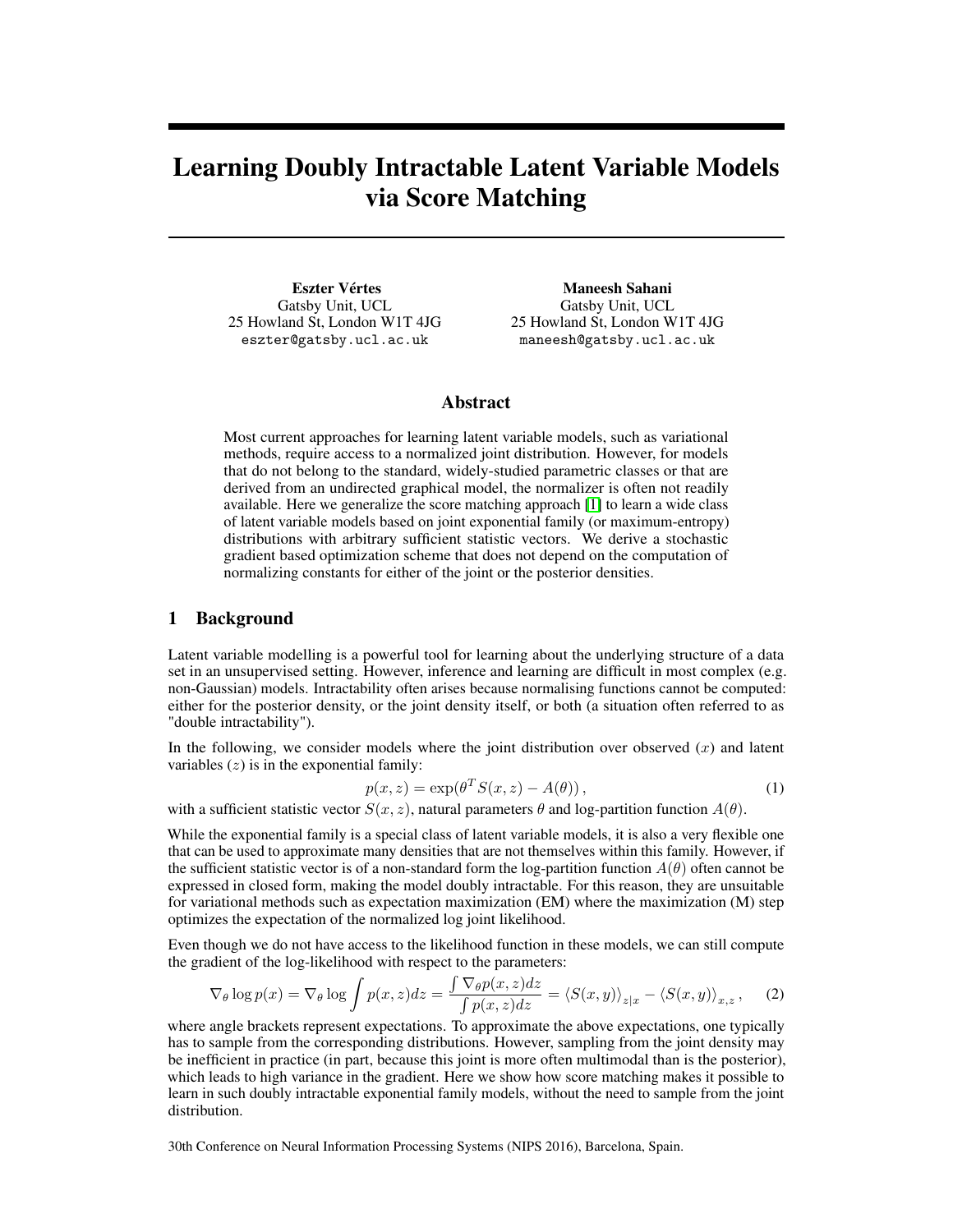# Learning Doubly Intractable Latent Variable Models via Score Matching

**Eszter Vértes**
Gatsby Unit, UCL
25 Howland St, London W1T 4JG
`eszter@gatsby.ucl.ac.uk`

**Maneesh Sahani**
Gatsby Unit, UCL
25 Howland St, London W1T 4JG
`maneesh@gatsby.ucl.ac.uk`

## Abstract

Most current approaches for learning latent variable models, such as variational methods, require access to a normalized joint distribution. However, for models that do not belong to the standard, widely-studied parametric classes or that are derived from an undirected graphical model, the normalizer is often not readily available. Here we generalize the score matching approach [1] to learn a wide class of latent variable models based on joint exponential family (or maximum-entropy) distributions with arbitrary sufficient statistic vectors. We derive a stochastic gradient based optimization scheme that does not depend on the computation of normalizing constants for either of the joint or the posterior densities.

## 1 Background

Latent variable modelling is a powerful tool for learning about the underlying structure of a data set in an unsupervised setting. However, inference and learning are difficult in most complex (e.g. non-Gaussian) models. Intractability often arises because normalising functions cannot be computed: either for the posterior density, or the joint density itself, or both (a situation often referred to as "double intractability").

In the following, we consider models where the joint distribution over observed ($x$) and latent variables ($z$) is in the exponential family:

$$p(x, z) = \exp(\theta^T S(x, z) - A(\theta)), \tag{1}$$

with a sufficient statistic vector $S(x, z)$, natural parameters $\theta$ and log-partition function $A(\theta)$.

While the exponential family is a special class of latent variable models, it is also a very flexible one that can be used to approximate many densities that are not themselves within this family. However, if the sufficient statistic vector is of a non-standard form the log-partition function $A(\theta)$ often cannot be expressed in closed form, making the model doubly intractable. For this reason, they are unsuitable for variational methods such as expectation maximization (EM) where the maximization (M) step optimizes the expectation of the normalized log joint likelihood.

Even though we do not have access to the likelihood function in these models, we can still compute the gradient of the log-likelihood with respect to the parameters:

$$\nabla_\theta \log p(x) = \nabla_\theta \log \int p(x, z)dz = \frac{\int \nabla_\theta p(x, z)dz}{\int p(x, z)dz} = \langle S(x, y) \rangle_{z|x} - \langle S(x, y) \rangle_{x,z}, \tag{2}$$

where angle brackets represent expectations. To approximate the above expectations, one typically has to sample from the corresponding distributions. However, sampling from the joint density may be inefficient in practice (in part, because this joint is more often multimodal than is the posterior), which leads to high variance in the gradient. Here we show how score matching makes it possible to learn in such doubly intractable exponential family models, without the need to sample from the joint distribution.

30th Conference on Neural Information Processing Systems (NIPS 2016), Barcelona, Spain.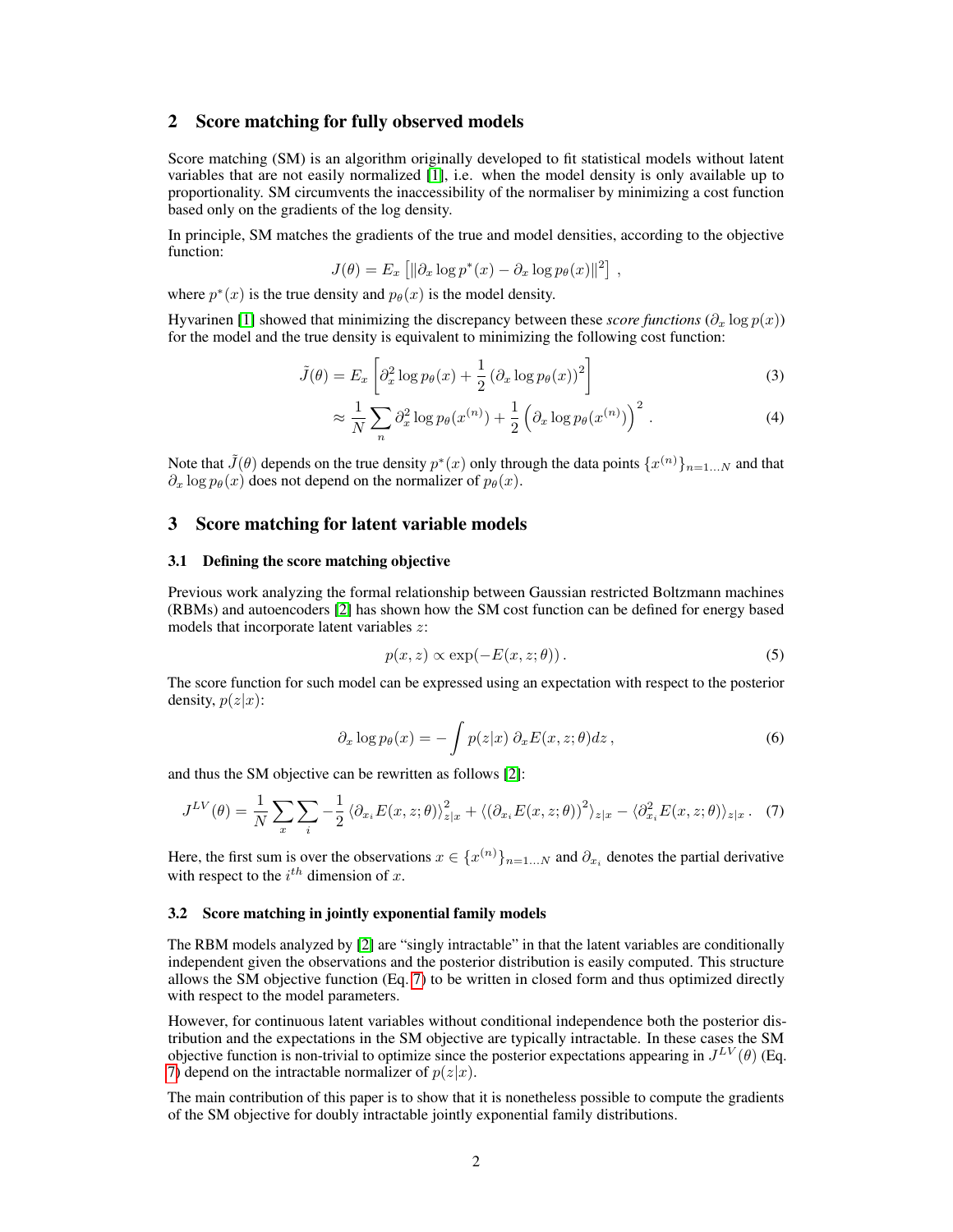## 2 Score matching for fully observed models

Score matching (SM) is an algorithm originally developed to fit statistical models without latent variables that are not easily normalized [1], i.e. when the model density is only available up to proportionality. SM circumvents the inaccessibility of the normaliser by minimizing a cost function based only on the gradients of the log density.

In principle, SM matches the gradients of the true and model densities, according to the objective function:

$$J(\theta) = E_x \left[ \|\partial_x \log p^*(x) - \partial_x \log p_\theta(x)\|^2 \right] ,$$

where $p^*(x)$ is the true density and $p_\theta(x)$ is the model density.

Hyvarinen [1] showed that minimizing the discrepancy between these *score functions* ($\partial_x \log p(x)$) for the model and the true density is equivalent to minimizing the following cost function:

$$\tilde{J}(\theta) = E_x \left[ \partial_x^2 \log p_\theta(x) + \frac{1}{2} \left( \partial_x \log p_\theta(x) \right)^2 \right] \tag{3}$$

$$\approx \frac{1}{N} \sum_n \partial_x^2 \log p_\theta(x^{(n)}) + \frac{1}{2} \left( \partial_x \log p_\theta(x^{(n)}) \right)^2 . \tag{4}$$

Note that $\tilde{J}(\theta)$ depends on the true density $p^*(x)$ only through the data points $\{x^{(n)}\}_{n=1\ldots N}$ and that $\partial_x \log p_\theta(x)$ does not depend on the normalizer of $p_\theta(x)$.

## 3 Score matching for latent variable models

### 3.1 Defining the score matching objective

Previous work analyzing the formal relationship between Gaussian restricted Boltzmann machines (RBMs) and autoencoders [2] has shown how the SM cost function can be defined for energy based models that incorporate latent variables $z$:

$$p(x, z) \propto \exp(-E(x, z; \theta)) . \tag{5}$$

The score function for such model can be expressed using an expectation with respect to the posterior density, $p(z|x)$:

$$\partial_x \log p_\theta(x) = -\int p(z|x) \; \partial_x E(x, z; \theta) dz , \tag{6}$$

and thus the SM objective can be rewritten as follows [2]:

$$J^{LV}(\theta) = \frac{1}{N} \sum_x \sum_i -\frac{1}{2} \langle \partial_{x_i} E(x, z; \theta) \rangle_{z|x}^2 + \langle (\partial_{x_i} E(x, z; \theta))^2 \rangle_{z|x} - \langle \partial_{x_i}^2 E(x, z; \theta) \rangle_{z|x} . \tag{7}$$

Here, the first sum is over the observations $x \in \{x^{(n)}\}_{n=1\ldots N}$ and $\partial_{x_i}$ denotes the partial derivative with respect to the $i^{th}$ dimension of $x$.

### 3.2 Score matching in jointly exponential family models

The RBM models analyzed by [2] are "singly intractable" in that the latent variables are conditionally independent given the observations and the posterior distribution is easily computed. This structure allows the SM objective function (Eq. 7) to be written in closed form and thus optimized directly with respect to the model parameters.

However, for continuous latent variables without conditional independence both the posterior distribution and the expectations in the SM objective are typically intractable. In these cases the SM objective function is non-trivial to optimize since the posterior expectations appearing in $J^{LV}(\theta)$ (Eq. 7) depend on the intractable normalizer of $p(z|x)$.

The main contribution of this paper is to show that it is nonetheless possible to compute the gradients of the SM objective for doubly intractable jointly exponential family distributions.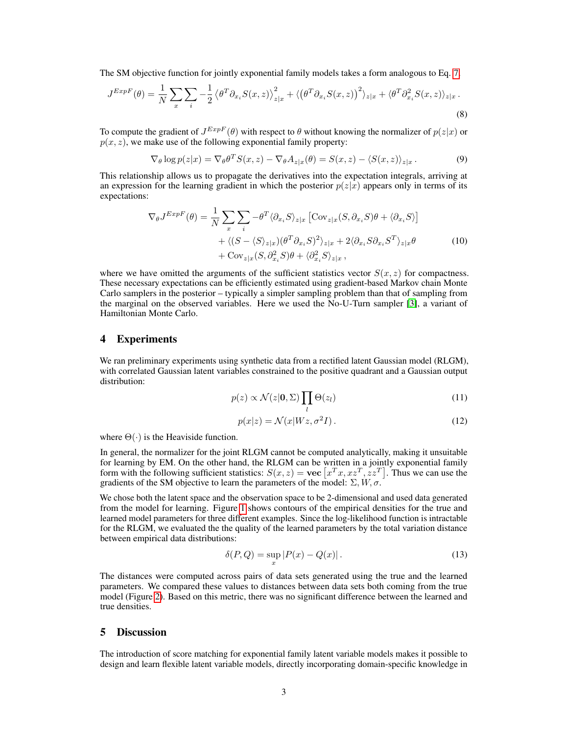The SM objective function for jointly exponential family models takes a form analogous to Eq. 7.

$$J^{ExpF}(\theta) = \frac{1}{N}\sum_x \sum_i -\frac{1}{2}\left\langle \theta^T \partial_{x_i} S(x,z)\right\rangle_{z|x}^2 + \langle\left(\theta^T \partial_{x_i} S(x,z)\right)^2\rangle_{z|x} + \langle \theta^T \partial_{x_i}^2 S(x,z)\rangle_{z|x} \,. \tag{8}$$

To compute the gradient of $J^{ExpF}(\theta)$ with respect to $\theta$ without knowing the normalizer of $p(z|x)$ or $p(x,z)$, we make use of the following exponential family property:

$$\nabla_\theta \log p(z|x) = \nabla_\theta \theta^T S(x,z) - \nabla_\theta A_{z|x}(\theta) = S(x,z) - \langle S(x,z)\rangle_{z|x} \,. \tag{9}$$

This relationship allows us to propagate the derivatives into the expectation integrals, arriving at an expression for the learning gradient in which the posterior $p(z|x)$ appears only in terms of its expectations:

$$\begin{aligned} \nabla_\theta J^{ExpF}(\theta) = \frac{1}{N}\sum_x \sum_i & -\theta^T \langle \partial_{x_i} S\rangle_{z|x} \left[\mathrm{Cov}_{z|x}(S, \partial_{x_i} S)\theta + \langle \partial_{x_i} S\rangle\right] \\ & + \langle (S - \langle S\rangle_{z|x})(\theta^T \partial_{x_i} S)^2\rangle_{z|x} + 2\langle \partial_{x_i} S \partial_{x_i} S^T\rangle_{z|x}\theta \\ & + \mathrm{Cov}_{z|x}(S, \partial_{x_i}^2 S)\theta + \langle \partial_{x_i}^2 S\rangle_{z|x} \,, \end{aligned} \tag{10}$$

where we have omitted the arguments of the sufficient statistics vector $S(x,z)$ for compactness. These necessary expectations can be efficiently estimated using gradient-based Markov chain Monte Carlo samplers in the posterior – typically a simpler sampling problem than that of sampling from the marginal on the observed variables. Here we used the No-U-Turn sampler [3], a variant of Hamiltonian Monte Carlo.

## 4 Experiments

We ran preliminary experiments using synthetic data from a rectified latent Gaussian model (RLGM), with correlated Gaussian latent variables constrained to the positive quadrant and a Gaussian output distribution:

$$p(z) \propto \mathcal{N}(z|\mathbf{0}, \Sigma)\prod_l \Theta(z_l) \tag{11}$$

$$p(x|z) = \mathcal{N}(x|Wz, \sigma^2 I)\,. \tag{12}$$

where $\Theta(\cdot)$ is the Heaviside function.

In general, the normalizer for the joint RLGM cannot be computed analytically, making it unsuitable for learning by EM. On the other hand, the RLGM can be written in a jointly exponential family form with the following sufficient statistics: $S(x,z) = \mathbf{vec}\left[x^T x, xz^T, zz^T\right]$. Thus we can use the gradients of the SM objective to learn the parameters of the model: $\Sigma, W, \sigma$.

We chose both the latent space and the observation space to be 2-dimensional and used data generated from the model for learning. Figure 1 shows contours of the empirical densities for the true and learned model parameters for three different examples. Since the log-likelihood function is intractable for the RLGM, we evaluated the the quality of the learned parameters by the total variation distance between empirical data distributions:

$$\delta(P,Q) = \sup_x |P(x) - Q(x)|\,. \tag{13}$$

The distances were computed across pairs of data sets generated using the true and the learned parameters. We compared these values to distances between data sets both coming from the true model (Figure 2). Based on this metric, there was no significant difference between the learned and true densities.

## 5 Discussion

The introduction of score matching for exponential family latent variable models makes it possible to design and learn flexible latent variable models, directly incorporating domain-specific knowledge in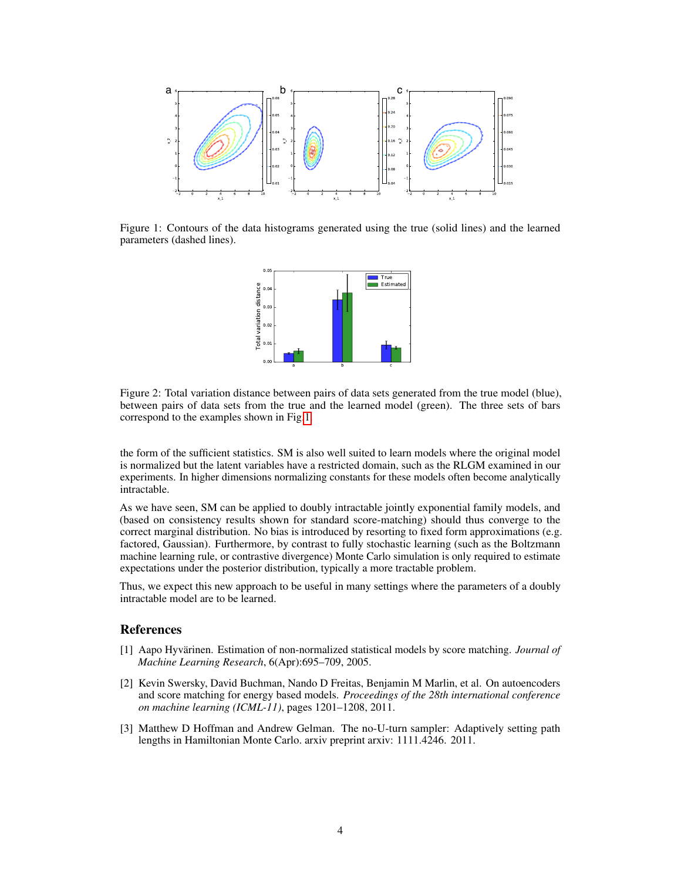a

b

c

x_1

x_2

Figure 1: Contours of the data histograms generated using the true (solid lines) and the learned parameters (dashed lines).

Total variation distance

True

Estimated

Figure 2: Total variation distance between pairs of data sets generated from the true model (blue), between pairs of data sets from the true and the learned model (green). The three sets of bars correspond to the examples shown in Fig 1.

the form of the sufficient statistics. SM is also well suited to learn models where the original model is normalized but the latent variables have a restricted domain, such as the RLGM examined in our experiments. In higher dimensions normalizing constants for these models often become analytically intractable.

As we have seen, SM can be applied to doubly intractable jointly exponential family models, and (based on consistency results shown for standard score-matching) should thus converge to the correct marginal distribution. No bias is introduced by resorting to fixed form approximations (e.g. factored, Gaussian). Furthermore, by contrast to fully stochastic learning (such as the Boltzmann machine learning rule, or contrastive divergence) Monte Carlo simulation is only required to estimate expectations under the posterior distribution, typically a more tractable problem.

Thus, we expect this new approach to be useful in many settings where the parameters of a doubly intractable model are to be learned.

## References

[1] Aapo Hyvärinen. Estimation of non-normalized statistical models by score matching. *Journal of Machine Learning Research*, 6(Apr):695–709, 2005.

[2] Kevin Swersky, David Buchman, Nando D Freitas, Benjamin M Marlin, et al. On autoencoders and score matching for energy based models. *Proceedings of the 28th international conference on machine learning (ICML-11)*, pages 1201–1208, 2011.

[3] Matthew D Hoffman and Andrew Gelman. The no-U-turn sampler: Adaptively setting path lengths in Hamiltonian Monte Carlo. arxiv preprint arxiv: 1111.4246. 2011.